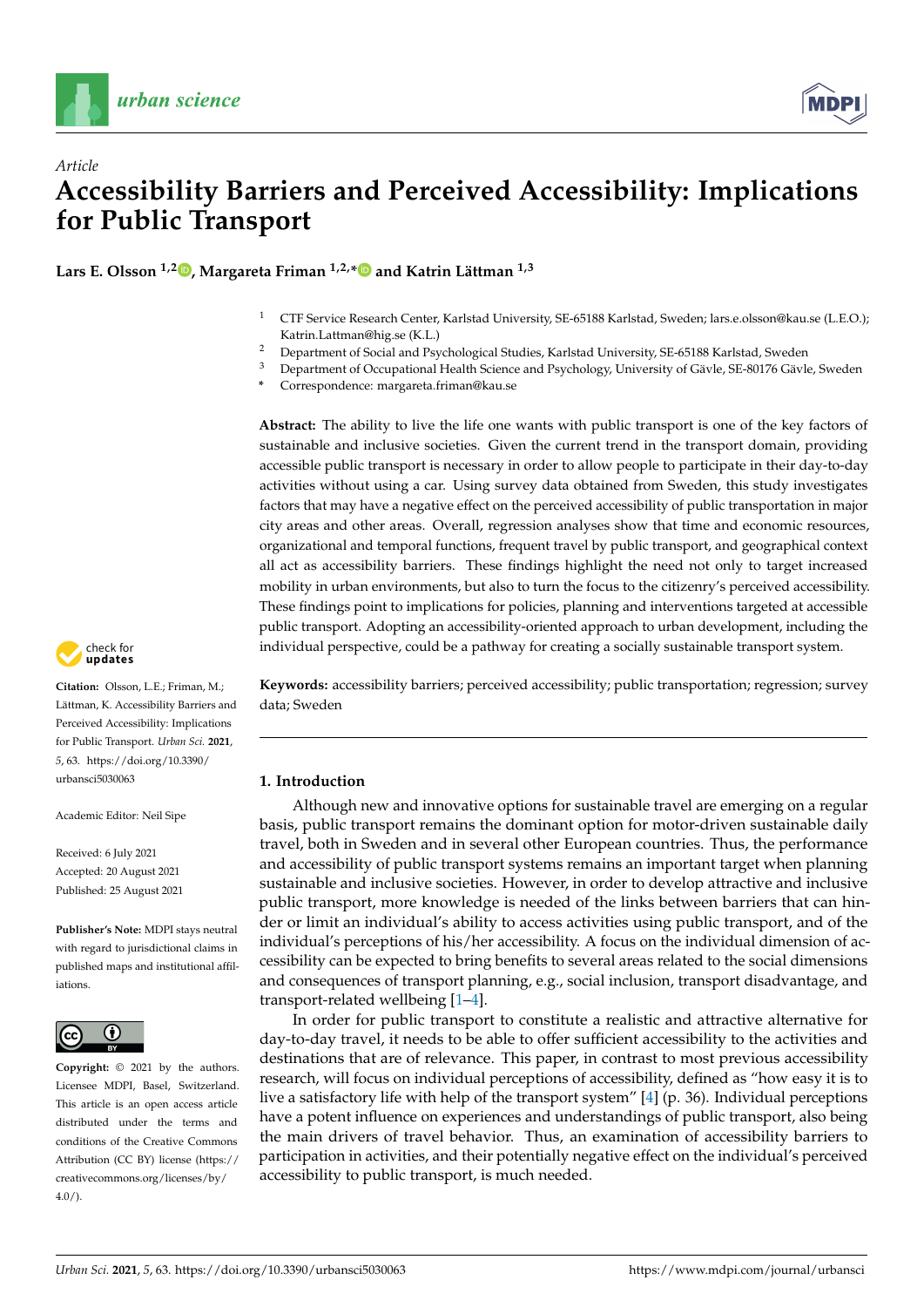*Article*

# Accessibility Barriers and Perceived Accessibility: Implications for Public Transport

**Lars E. Olsson [1,2], Margareta Friman [1,2,*] and Katrin Lättman [1,3]**

[1] CTF Service Research Center, Karlstad University, SE-65188 Karlstad, Sweden; lars.e.olsson@kau.se (L.E.O.); Katrin.Lattman@hig.se (K.L.)
[2] Department of Social and Psychological Studies, Karlstad University, SE-65188 Karlstad, Sweden
[3] Department of Occupational Health Science and Psychology, University of Gävle, SE-80176 Gävle, Sweden
* Correspondence: margareta.friman@kau.se

**Abstract:** The ability to live the life one wants with public transport is one of the key factors of sustainable and inclusive societies. Given the current trend in the transport domain, providing accessible public transport is necessary in order to allow people to participate in their day-to-day activities without using a car. Using survey data obtained from Sweden, this study investigates factors that may have a negative effect on the perceived accessibility of public transportation in major city areas and other areas. Overall, regression analyses show that time and economic resources, organizational and temporal functions, frequent travel by public transport, and geographical context all act as accessibility barriers. These findings highlight the need not only to target increased mobility in urban environments, but also to turn the focus to the citizenry's perceived accessibility. These findings point to implications for policies, planning and interventions targeted at accessible public transport. Adopting an accessibility-oriented approach to urban development, including the individual perspective, could be a pathway for creating a socially sustainable transport system.

**Keywords:** accessibility barriers; perceived accessibility; public transportation; regression; survey data; Sweden

**Citation:** Olsson, L.E.; Friman, M.; Lättman, K. Accessibility Barriers and Perceived Accessibility: Implications for Public Transport. *Urban Sci.* **2021**, *5*, 63. https://doi.org/10.3390/urbansci5030063

Academic Editor: Neil Sipe

Received: 6 July 2021
Accepted: 20 August 2021
Published: 25 August 2021

**Publisher's Note:** MDPI stays neutral with regard to jurisdictional claims in published maps and institutional affiliations.

**Copyright:** © 2021 by the authors. Licensee MDPI, Basel, Switzerland. This article is an open access article distributed under the terms and conditions of the Creative Commons Attribution (CC BY) license (https://creativecommons.org/licenses/by/4.0/).

## 1. Introduction

Although new and innovative options for sustainable travel are emerging on a regular basis, public transport remains the dominant option for motor-driven sustainable daily travel, both in Sweden and in several other European countries. Thus, the performance and accessibility of public transport systems remains an important target when planning sustainable and inclusive societies. However, in order to develop attractive and inclusive public transport, more knowledge is needed of the links between barriers that can hinder or limit an individual's ability to access activities using public transport, and of the individual's perceptions of his/her accessibility. A focus on the individual dimension of accessibility can be expected to bring benefits to several areas related to the social dimensions and consequences of transport planning, e.g., social inclusion, transport disadvantage, and transport-related wellbeing [1–4].

In order for public transport to constitute a realistic and attractive alternative for day-to-day travel, it needs to be able to offer sufficient accessibility to the activities and destinations that are of relevance. This paper, in contrast to most previous accessibility research, will focus on individual perceptions of accessibility, defined as "how easy it is to live a satisfactory life with help of the transport system" [4] (p. 36). Individual perceptions have a potent influence on experiences and understandings of public transport, also being the main drivers of travel behavior. Thus, an examination of accessibility barriers to participation in activities, and their potentially negative effect on the individual's perceived accessibility to public transport, is much needed.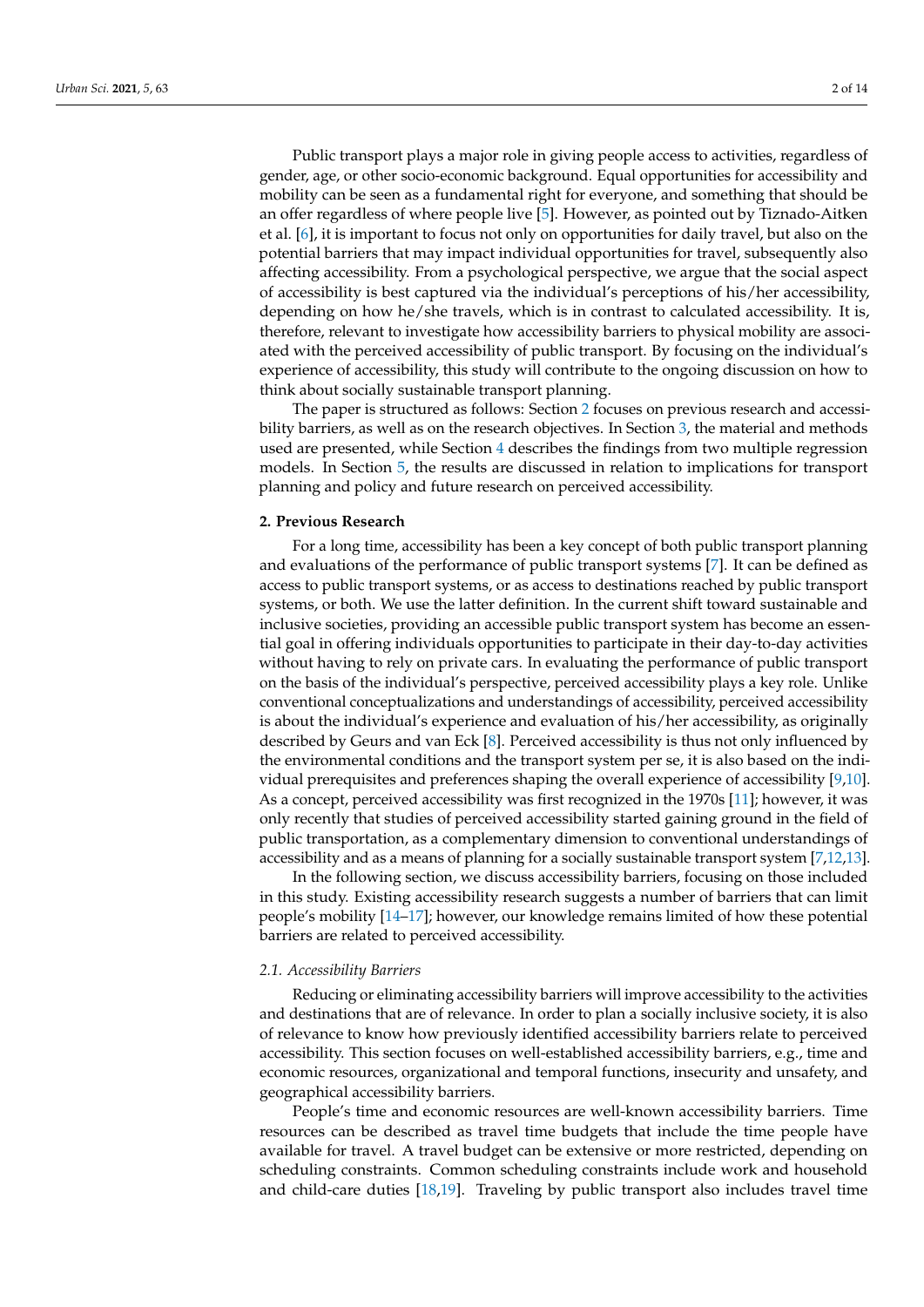Public transport plays a major role in giving people access to activities, regardless of gender, age, or other socio-economic background. Equal opportunities for accessibility and mobility can be seen as a fundamental right for everyone, and something that should be an offer regardless of where people live [5]. However, as pointed out by Tiznado-Aitken et al. [6], it is important to focus not only on opportunities for daily travel, but also on the potential barriers that may impact individual opportunities for travel, subsequently also affecting accessibility. From a psychological perspective, we argue that the social aspect of accessibility is best captured via the individual's perceptions of his/her accessibility, depending on how he/she travels, which is in contrast to calculated accessibility. It is, therefore, relevant to investigate how accessibility barriers to physical mobility are associated with the perceived accessibility of public transport. By focusing on the individual's experience of accessibility, this study will contribute to the ongoing discussion on how to think about socially sustainable transport planning.

The paper is structured as follows: Section 2 focuses on previous research and accessibility barriers, as well as on the research objectives. In Section 3, the material and methods used are presented, while Section 4 describes the findings from two multiple regression models. In Section 5, the results are discussed in relation to implications for transport planning and policy and future research on perceived accessibility.

## 2. Previous Research

For a long time, accessibility has been a key concept of both public transport planning and evaluations of the performance of public transport systems [7]. It can be defined as access to public transport systems, or as access to destinations reached by public transport systems, or both. We use the latter definition. In the current shift toward sustainable and inclusive societies, providing an accessible public transport system has become an essential goal in offering individuals opportunities to participate in their day-to-day activities without having to rely on private cars. In evaluating the performance of public transport on the basis of the individual's perspective, perceived accessibility plays a key role. Unlike conventional conceptualizations and understandings of accessibility, perceived accessibility is about the individual's experience and evaluation of his/her accessibility, as originally described by Geurs and van Eck [8]. Perceived accessibility is thus not only influenced by the environmental conditions and the transport system per se, it is also based on the individual prerequisites and preferences shaping the overall experience of accessibility [9,10]. As a concept, perceived accessibility was first recognized in the 1970s [11]; however, it was only recently that studies of perceived accessibility started gaining ground in the field of public transportation, as a complementary dimension to conventional understandings of accessibility and as a means of planning for a socially sustainable transport system [7,12,13].

In the following section, we discuss accessibility barriers, focusing on those included in this study. Existing accessibility research suggests a number of barriers that can limit people's mobility [14–17]; however, our knowledge remains limited of how these potential barriers are related to perceived accessibility.

### *2.1. Accessibility Barriers*

Reducing or eliminating accessibility barriers will improve accessibility to the activities and destinations that are of relevance. In order to plan a socially inclusive society, it is also of relevance to know how previously identified accessibility barriers relate to perceived accessibility. This section focuses on well-established accessibility barriers, e.g., time and economic resources, organizational and temporal functions, insecurity and unsafety, and geographical accessibility barriers.

People's time and economic resources are well-known accessibility barriers. Time resources can be described as travel time budgets that include the time people have available for travel. A travel budget can be extensive or more restricted, depending on scheduling constraints. Common scheduling constraints include work and household and child-care duties [18,19]. Traveling by public transport also includes travel time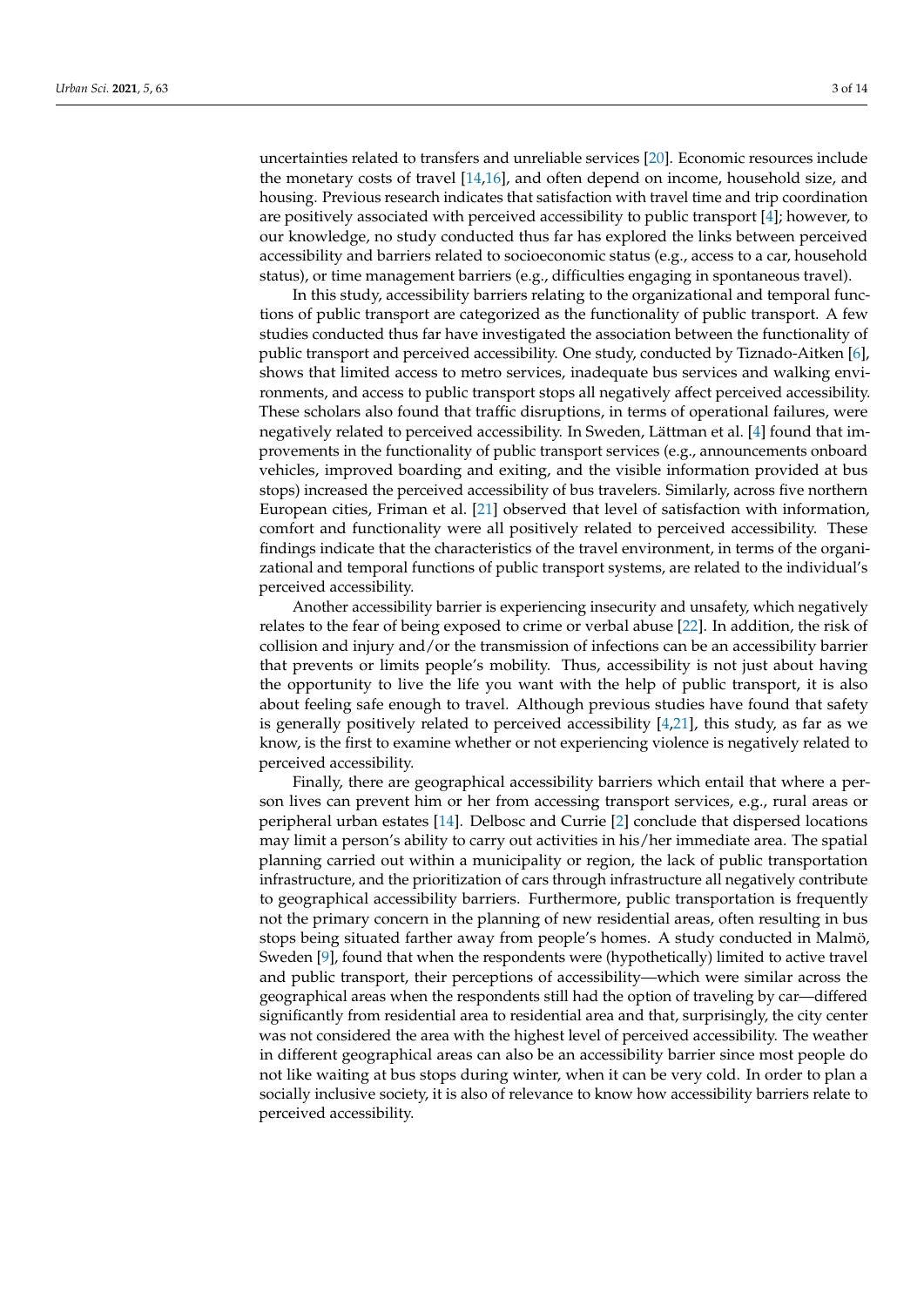uncertainties related to transfers and unreliable services [20]. Economic resources include the monetary costs of travel [14,16], and often depend on income, household size, and housing. Previous research indicates that satisfaction with travel time and trip coordination are positively associated with perceived accessibility to public transport [4]; however, to our knowledge, no study conducted thus far has explored the links between perceived accessibility and barriers related to socioeconomic status (e.g., access to a car, household status), or time management barriers (e.g., difficulties engaging in spontaneous travel).

In this study, accessibility barriers relating to the organizational and temporal functions of public transport are categorized as the functionality of public transport. A few studies conducted thus far have investigated the association between the functionality of public transport and perceived accessibility. One study, conducted by Tiznado-Aitken [6], shows that limited access to metro services, inadequate bus services and walking environments, and access to public transport stops all negatively affect perceived accessibility. These scholars also found that traffic disruptions, in terms of operational failures, were negatively related to perceived accessibility. In Sweden, Lättman et al. [4] found that improvements in the functionality of public transport services (e.g., announcements onboard vehicles, improved boarding and exiting, and the visible information provided at bus stops) increased the perceived accessibility of bus travelers. Similarly, across five northern European cities, Friman et al. [21] observed that level of satisfaction with information, comfort and functionality were all positively related to perceived accessibility. These findings indicate that the characteristics of the travel environment, in terms of the organizational and temporal functions of public transport systems, are related to the individual's perceived accessibility.

Another accessibility barrier is experiencing insecurity and unsafety, which negatively relates to the fear of being exposed to crime or verbal abuse [22]. In addition, the risk of collision and injury and/or the transmission of infections can be an accessibility barrier that prevents or limits people's mobility. Thus, accessibility is not just about having the opportunity to live the life you want with the help of public transport, it is also about feeling safe enough to travel. Although previous studies have found that safety is generally positively related to perceived accessibility [4,21], this study, as far as we know, is the first to examine whether or not experiencing violence is negatively related to perceived accessibility.

Finally, there are geographical accessibility barriers which entail that where a person lives can prevent him or her from accessing transport services, e.g., rural areas or peripheral urban estates [14]. Delbosc and Currie [2] conclude that dispersed locations may limit a person's ability to carry out activities in his/her immediate area. The spatial planning carried out within a municipality or region, the lack of public transportation infrastructure, and the prioritization of cars through infrastructure all negatively contribute to geographical accessibility barriers. Furthermore, public transportation is frequently not the primary concern in the planning of new residential areas, often resulting in bus stops being situated farther away from people's homes. A study conducted in Malmö, Sweden [9], found that when the respondents were (hypothetically) limited to active travel and public transport, their perceptions of accessibility—which were similar across the geographical areas when the respondents still had the option of traveling by car—differed significantly from residential area to residential area and that, surprisingly, the city center was not considered the area with the highest level of perceived accessibility. The weather in different geographical areas can also be an accessibility barrier since most people do not like waiting at bus stops during winter, when it can be very cold. In order to plan a socially inclusive society, it is also of relevance to know how accessibility barriers relate to perceived accessibility.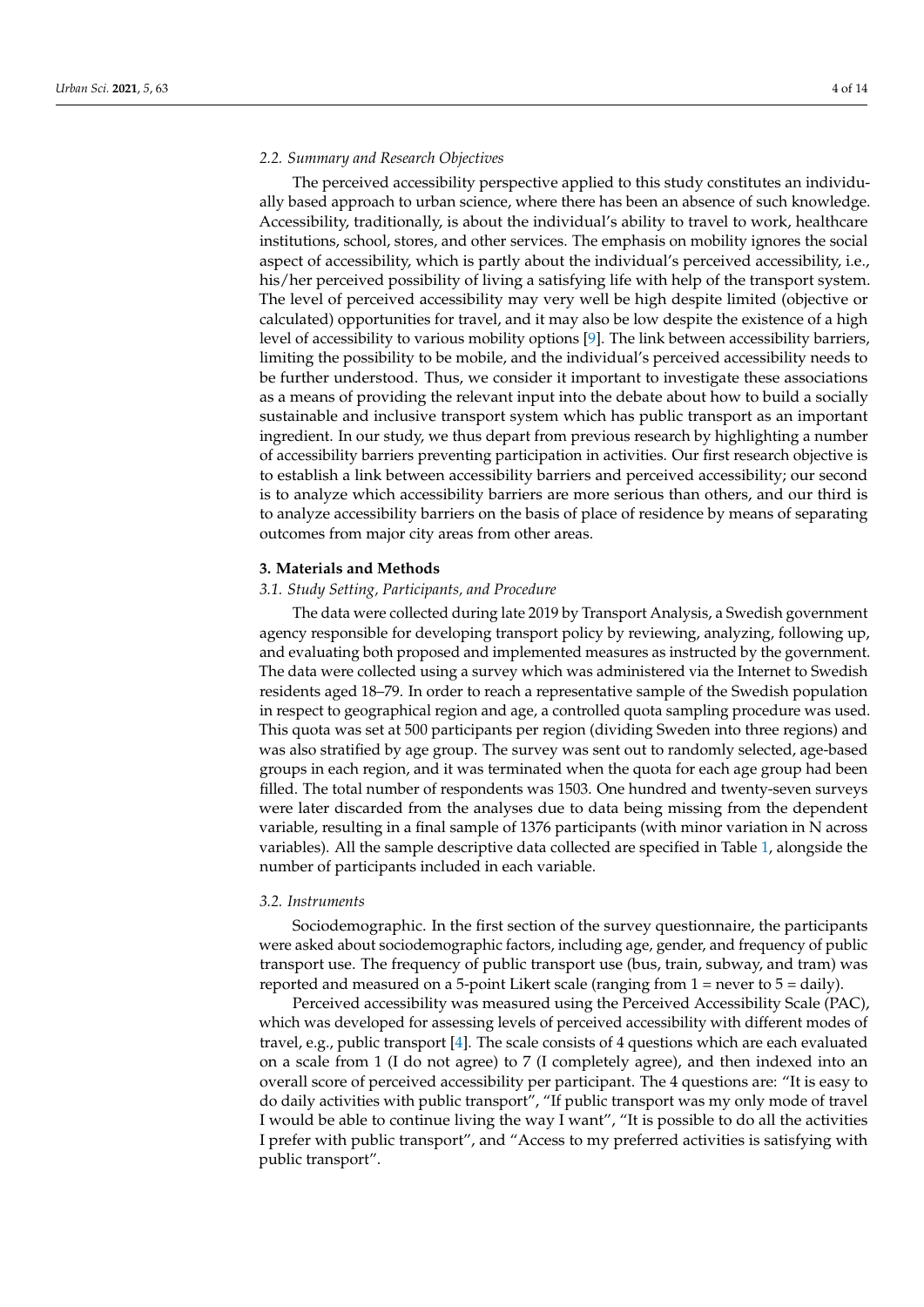### 2.2. Summary and Research Objectives

The perceived accessibility perspective applied to this study constitutes an individually based approach to urban science, where there has been an absence of such knowledge. Accessibility, traditionally, is about the individual's ability to travel to work, healthcare institutions, school, stores, and other services. The emphasis on mobility ignores the social aspect of accessibility, which is partly about the individual's perceived accessibility, i.e., his/her perceived possibility of living a satisfying life with help of the transport system. The level of perceived accessibility may very well be high despite limited (objective or calculated) opportunities for travel, and it may also be low despite the existence of a high level of accessibility to various mobility options [9]. The link between accessibility barriers, limiting the possibility to be mobile, and the individual's perceived accessibility needs to be further understood. Thus, we consider it important to investigate these associations as a means of providing the relevant input into the debate about how to build a socially sustainable and inclusive transport system which has public transport as an important ingredient. In our study, we thus depart from previous research by highlighting a number of accessibility barriers preventing participation in activities. Our first research objective is to establish a link between accessibility barriers and perceived accessibility; our second is to analyze which accessibility barriers are more serious than others, and our third is to analyze accessibility barriers on the basis of place of residence by means of separating outcomes from major city areas from other areas.

## 3. Materials and Methods

### 3.1. Study Setting, Participants, and Procedure

The data were collected during late 2019 by Transport Analysis, a Swedish government agency responsible for developing transport policy by reviewing, analyzing, following up, and evaluating both proposed and implemented measures as instructed by the government. The data were collected using a survey which was administered via the Internet to Swedish residents aged 18–79. In order to reach a representative sample of the Swedish population in respect to geographical region and age, a controlled quota sampling procedure was used. This quota was set at 500 participants per region (dividing Sweden into three regions) and was also stratified by age group. The survey was sent out to randomly selected, age-based groups in each region, and it was terminated when the quota for each age group had been filled. The total number of respondents was 1503. One hundred and twenty-seven surveys were later discarded from the analyses due to data being missing from the dependent variable, resulting in a final sample of 1376 participants (with minor variation in N across variables). All the sample descriptive data collected are specified in Table 1, alongside the number of participants included in each variable.

### 3.2. Instruments

Sociodemographic. In the first section of the survey questionnaire, the participants were asked about sociodemographic factors, including age, gender, and frequency of public transport use. The frequency of public transport use (bus, train, subway, and tram) was reported and measured on a 5-point Likert scale (ranging from 1 = never to 5 = daily).

Perceived accessibility was measured using the Perceived Accessibility Scale (PAC), which was developed for assessing levels of perceived accessibility with different modes of travel, e.g., public transport [4]. The scale consists of 4 questions which are each evaluated on a scale from 1 (I do not agree) to 7 (I completely agree), and then indexed into an overall score of perceived accessibility per participant. The 4 questions are: "It is easy to do daily activities with public transport", "If public transport was my only mode of travel I would be able to continue living the way I want", "It is possible to do all the activities I prefer with public transport", and "Access to my preferred activities is satisfying with public transport".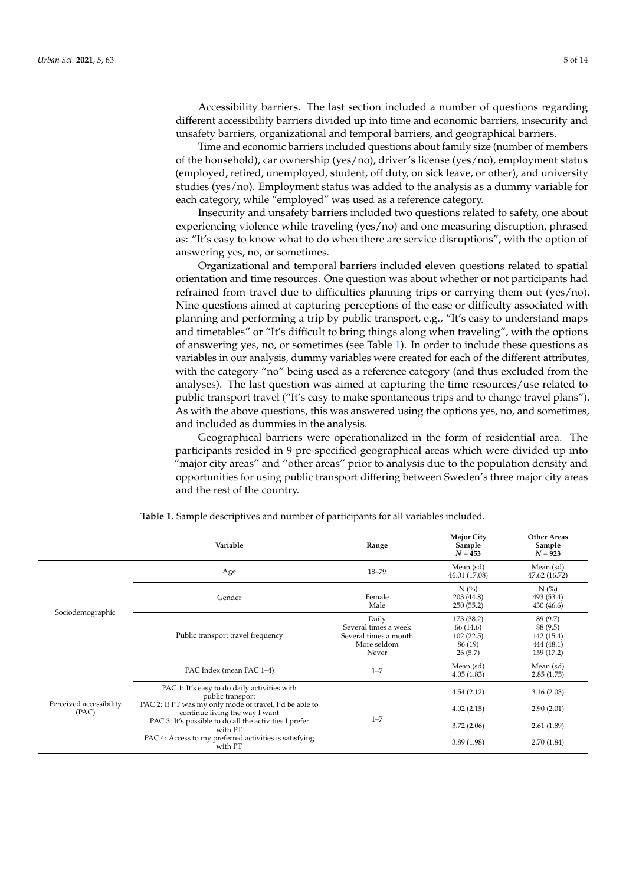Accessibility barriers. The last section included a number of questions regarding different accessibility barriers divided up into time and economic barriers, insecurity and unsafety barriers, organizational and temporal barriers, and geographical barriers.

Time and economic barriers included questions about family size (number of members of the household), car ownership (yes/no), driver's license (yes/no), employment status (employed, retired, unemployed, student, off duty, on sick leave, or other), and university studies (yes/no). Employment status was added to the analysis as a dummy variable for each category, while "employed" was used as a reference category.

Insecurity and unsafety barriers included two questions related to safety, one about experiencing violence while traveling (yes/no) and one measuring disruption, phrased as: "It's easy to know what to do when there are service disruptions", with the option of answering yes, no, or sometimes.

Organizational and temporal barriers included eleven questions related to spatial orientation and time resources. One question was about whether or not participants had refrained from travel due to difficulties planning trips or carrying them out (yes/no). Nine questions aimed at capturing perceptions of the ease or difficulty associated with planning and performing a trip by public transport, e.g., "It's easy to understand maps and timetables" or "It's difficult to bring things along when traveling", with the options of answering yes, no, or sometimes (see Table 1). In order to include these questions as variables in our analysis, dummy variables were created for each of the different attributes, with the category "no" being used as a reference category (and thus excluded from the analyses). The last question was aimed at capturing the time resources/use related to public transport travel ("It's easy to make spontaneous trips and to change travel plans"). As with the above questions, this was answered using the options yes, no, and sometimes, and included as dummies in the analysis.

Geographical barriers were operationalized in the form of residential area. The participants resided in 9 pre-specified geographical areas which were divided up into "major city areas" and "other areas" prior to analysis due to the population density and opportunities for using public transport differing between Sweden's three major city areas and the rest of the country.

**Table 1.** Sample descriptives and number of participants for all variables included.

| | Variable | Range | Major City Sample $N = 453$ | Other Areas Sample $N = 923$ |
|---|---|---|---|---|
| Sociodemographic | Age | 18–79 | Mean (sd) 46.01 (17.08) | Mean (sd) 47.62 (16.72) |
| | Gender | | N (%) | N (%) |
| | | Female | 203 (44.8) | 493 (53.4) |
| | | Male | 250 (55.2) | 430 (46.6) |
| | Public transport travel frequency | Daily | 173 (38.2) | 89 (9.7) |
| | | Several times a week | 66 (14.6) | 88 (9.5) |
| | | Several times a month | 102 (22.5) | 142 (15.4) |
| | | More seldom | 86 (19) | 444 (48.1) |
| | | Never | 26 (5.7) | 159 (17.2) |
| Perceived accessibility (PAC) | PAC Index (mean PAC 1–4) | 1–7 | Mean (sd) 4.05 (1.83) | Mean (sd) 2.85 (1.75) |
| | PAC 1: It's easy to do daily activities with public transport | 1–7 | 4.54 (2.12) | 3.16 (2.03) |
| | PAC 2: If PT was my only mode of travel, I'd be able to continue living the way I want | | 4.02 (2.15) | 2.90 (2.01) |
| | PAC 3: It's possible to do all the activities I prefer with PT | | 3.72 (2.06) | 2.61 (1.89) |
| | PAC 4: Access to my preferred activities is satisfying with PT | | 3.89 (1.98) | 2.70 (1.84) |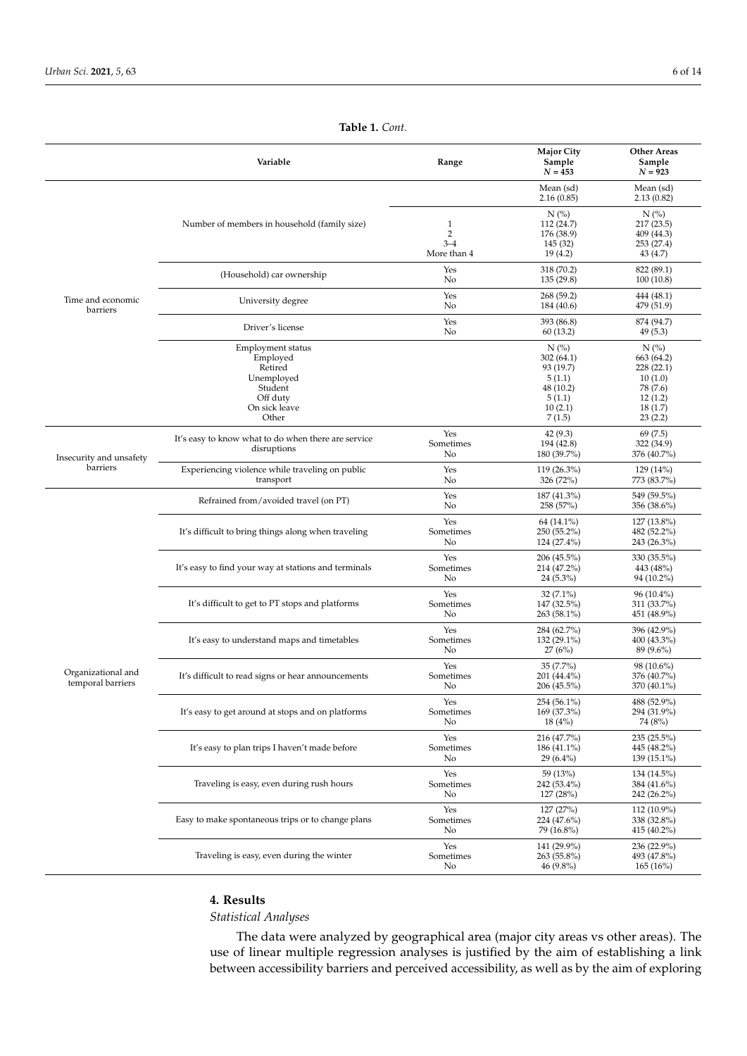**Table 1.** *Cont.*

| | Variable | Range | Major City Sample $N = 453$ | Other Areas Sample $N = 923$ |
|---|---|---|---|---|
| Time and economic barriers | Number of members in household (family size) | | Mean (sd) 2.16 (0.85) | Mean (sd) 2.13 (0.82) |
| | | | N (%) | N (%) |
| | | 1 | 112 (24.7) | 217 (23.5) |
| | | 2 | 176 (38.9) | 409 (44.3) |
| | | 3–4 | 145 (32) | 253 (27.4) |
| | | More than 4 | 19 (4.2) | 43 (4.7) |
| | (Household) car ownership | Yes | 318 (70.2) | 822 (89.1) |
| | | No | 135 (29.8) | 100 (10.8) |
| | University degree | Yes | 268 (59.2) | 444 (48.1) |
| | | No | 184 (40.6) | 479 (51.9) |
| | Driver's license | Yes | 393 (86.8) | 874 (94.7) |
| | | No | 60 (13.2) | 49 (5.3) |
| | Employment status | | N (%) | N (%) |
| | Employed | | 302 (64.1) | 663 (64.2) |
| | Retired | | 93 (19.7) | 228 (22.1) |
| | Unemployed | | 5 (1.1) | 10 (1.0) |
| | Student | | 48 (10.2) | 78 (7.6) |
| | Off duty | | 5 (1.1) | 12 (1.2) |
| | On sick leave | | 10 (2.1) | 18 (1.7) |
| | Other | | 7 (1.5) | 23 (2.2) |
| Insecurity and unsafety barriers | It's easy to know what to do when there are service disruptions | Yes | 42 (9.3) | 69 (7.5) |
| | | Sometimes | 194 (42.8) | 322 (34.9) |
| | | No | 180 (39.7%) | 376 (40.7%) |
| | Experiencing violence while traveling on public transport | Yes | 119 (26.3%) | 129 (14%) |
| | | No | 326 (72%) | 773 (83.7%) |
| Organizational and temporal barriers | Refrained from/avoided travel (on PT) | Yes | 187 (41.3%) | 549 (59.5%) |
| | | No | 258 (57%) | 356 (38.6%) |
| | It's difficult to bring things along when traveling | Yes | 64 (14.1%) | 127 (13.8%) |
| | | Sometimes | 250 (55.2%) | 482 (52.2%) |
| | | No | 124 (27.4%) | 243 (26.3%) |
| | It's easy to find your way at stations and terminals | Yes | 206 (45.5%) | 330 (35.5%) |
| | | Sometimes | 214 (47.2%) | 443 (48%) |
| | | No | 24 (5.3%) | 94 (10.2%) |
| | It's difficult to get to PT stops and platforms | Yes | 32 (7.1%) | 96 (10.4%) |
| | | Sometimes | 147 (32.5%) | 311 (33.7%) |
| | | No | 263 (58.1%) | 451 (48.9%) |
| | It's easy to understand maps and timetables | Yes | 284 (62.7%) | 396 (42.9%) |
| | | Sometimes | 132 (29.1%) | 400 (43.3%) |
| | | No | 27 (6%) | 89 (9.6%) |
| | It's difficult to read signs or hear announcements | Yes | 35 (7.7%) | 98 (10.6%) |
| | | Sometimes | 201 (44.4%) | 376 (40.7%) |
| | | No | 206 (45.5%) | 370 (40.1%) |
| | It's easy to get around at stops and on platforms | Yes | 254 (56.1%) | 488 (52.9%) |
| | | Sometimes | 169 (37.3%) | 294 (31.9%) |
| | | No | 18 (4%) | 74 (8%) |
| | It's easy to plan trips I haven't made before | Yes | 216 (47.7%) | 235 (25.5%) |
| | | Sometimes | 186 (41.1%) | 445 (48.2%) |
| | | No | 29 (6.4%) | 139 (15.1%) |
| | Traveling is easy, even during rush hours | Yes | 59 (13%) | 134 (14.5%) |
| | | Sometimes | 242 (53.4%) | 384 (41.6%) |
| | | No | 127 (28%) | 242 (26.2%) |
| | Easy to make spontaneous trips or to change plans | Yes | 127 (27%) | 112 (10.9%) |
| | | Sometimes | 224 (47.6%) | 338 (32.8%) |
| | | No | 79 (16.8%) | 415 (40.2%) |
| | Traveling is easy, even during the winter | Yes | 141 (29.9%) | 236 (22.9%) |
| | | Sometimes | 263 (55.8%) | 493 (47.8%) |
| | | No | 46 (9.8%) | 165 (16%) |

## 4. Results

*Statistical Analyses*

The data were analyzed by geographical area (major city areas vs other areas). The use of linear multiple regression analyses is justified by the aim of establishing a link between accessibility barriers and perceived accessibility, as well as by the aim of exploring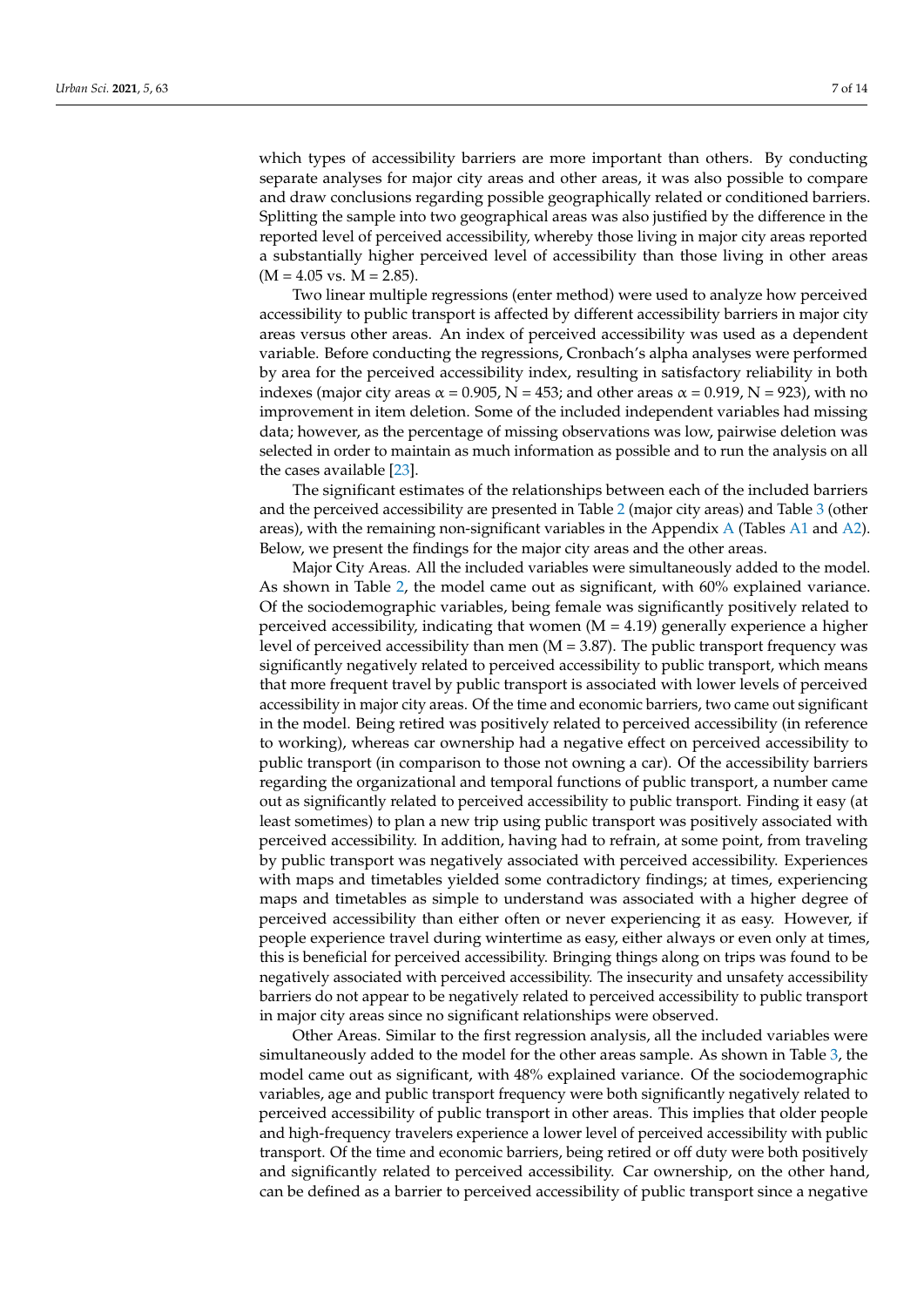which types of accessibility barriers are more important than others. By conducting separate analyses for major city areas and other areas, it was also possible to compare and draw conclusions regarding possible geographically related or conditioned barriers. Splitting the sample into two geographical areas was also justified by the difference in the reported level of perceived accessibility, whereby those living in major city areas reported a substantially higher perceived level of accessibility than those living in other areas ($M = 4.05$ vs. $M = 2.85$).

Two linear multiple regressions (enter method) were used to analyze how perceived accessibility to public transport is affected by different accessibility barriers in major city areas versus other areas. An index of perceived accessibility was used as a dependent variable. Before conducting the regressions, Cronbach's alpha analyses were performed by area for the perceived accessibility index, resulting in satisfactory reliability in both indexes (major city areas $\alpha = 0.905$, $N = 453$; and other areas $\alpha = 0.919$, $N = 923$), with no improvement in item deletion. Some of the included independent variables had missing data; however, as the percentage of missing observations was low, pairwise deletion was selected in order to maintain as much information as possible and to run the analysis on all the cases available [23].

The significant estimates of the relationships between each of the included barriers and the perceived accessibility are presented in Table 2 (major city areas) and Table 3 (other areas), with the remaining non-significant variables in the Appendix A (Tables A1 and A2). Below, we present the findings for the major city areas and the other areas.

Major City Areas. All the included variables were simultaneously added to the model. As shown in Table 2, the model came out as significant, with 60% explained variance. Of the sociodemographic variables, being female was significantly positively related to perceived accessibility, indicating that women ($M = 4.19$) generally experience a higher level of perceived accessibility than men ($M = 3.87$). The public transport frequency was significantly negatively related to perceived accessibility to public transport, which means that more frequent travel by public transport is associated with lower levels of perceived accessibility in major city areas. Of the time and economic barriers, two came out significant in the model. Being retired was positively related to perceived accessibility (in reference to working), whereas car ownership had a negative effect on perceived accessibility to public transport (in comparison to those not owning a car). Of the accessibility barriers regarding the organizational and temporal functions of public transport, a number came out as significantly related to perceived accessibility to public transport. Finding it easy (at least sometimes) to plan a new trip using public transport was positively associated with perceived accessibility. In addition, having had to refrain, at some point, from traveling by public transport was negatively associated with perceived accessibility. Experiences with maps and timetables yielded some contradictory findings; at times, experiencing maps and timetables as simple to understand was associated with a higher degree of perceived accessibility than either often or never experiencing it as easy. However, if people experience travel during wintertime as easy, either always or even only at times, this is beneficial for perceived accessibility. Bringing things along on trips was found to be negatively associated with perceived accessibility. The insecurity and unsafety accessibility barriers do not appear to be negatively related to perceived accessibility to public transport in major city areas since no significant relationships were observed.

Other Areas. Similar to the first regression analysis, all the included variables were simultaneously added to the model for the other areas sample. As shown in Table 3, the model came out as significant, with 48% explained variance. Of the sociodemographic variables, age and public transport frequency were both significantly negatively related to perceived accessibility of public transport in other areas. This implies that older people and high-frequency travelers experience a lower level of perceived accessibility with public transport. Of the time and economic barriers, being retired or off duty were both positively and significantly related to perceived accessibility. Car ownership, on the other hand, can be defined as a barrier to perceived accessibility of public transport since a negative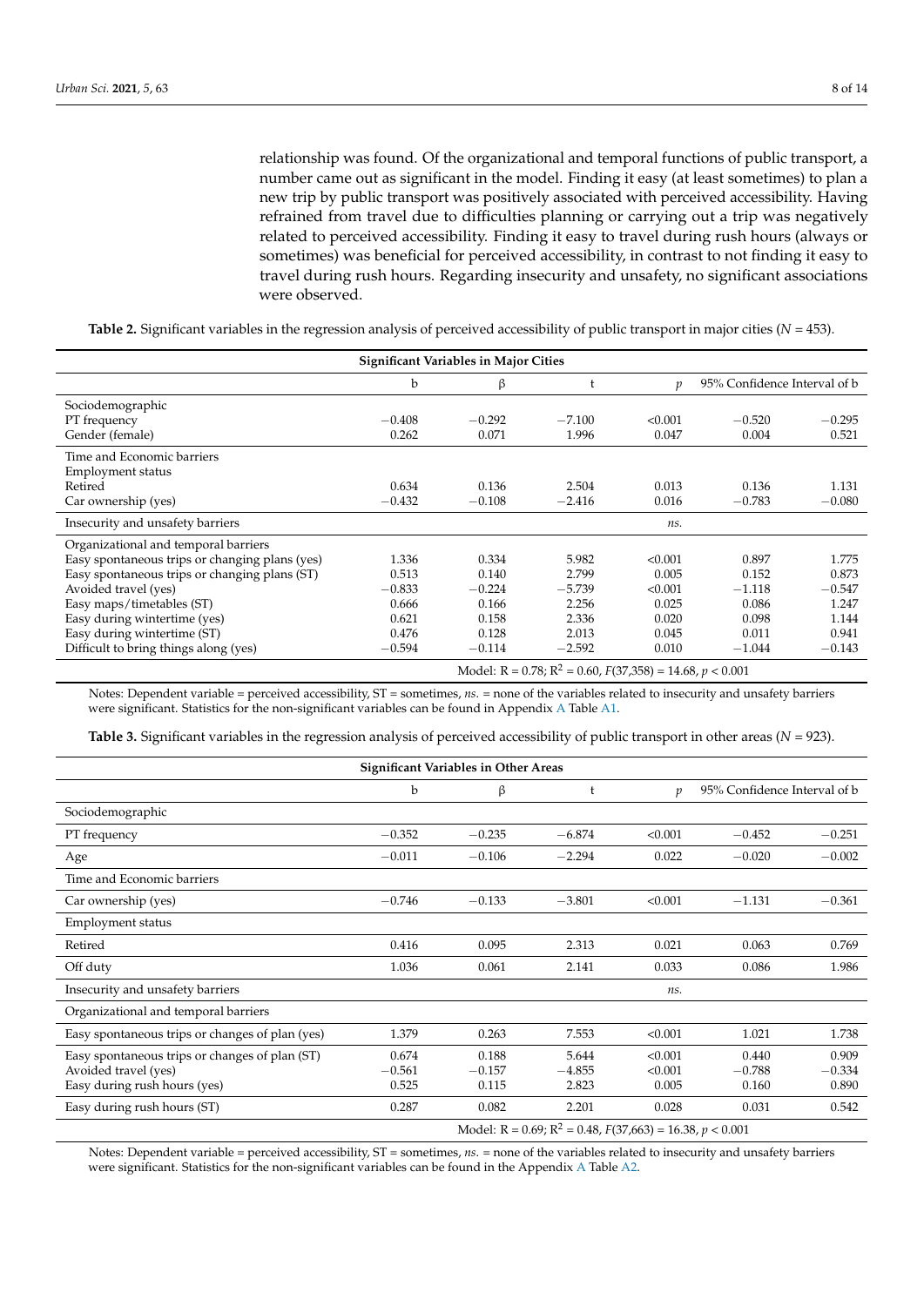relationship was found. Of the organizational and temporal functions of public transport, a number came out as significant in the model. Finding it easy (at least sometimes) to plan a new trip by public transport was positively associated with perceived accessibility. Having refrained from travel due to difficulties planning or carrying out a trip was negatively related to perceived accessibility. Finding it easy to travel during rush hours (always or sometimes) was beneficial for perceived accessibility, in contrast to not finding it easy to travel during rush hours. Regarding insecurity and unsafety, no significant associations were observed.

**Table 2.** Significant variables in the regression analysis of perceived accessibility of public transport in major cities ($N = 453$).

| Significant Variables in Major Cities | | | | | | |
|---|---|---|---|---|---|---|
| | b | β | t | $p$ | 95% Confidence Interval of b | |
| Sociodemographic | | | | | | |
| PT frequency | −0.408 | −0.292 | −7.100 | <0.001 | −0.520 | −0.295 |
| Gender (female) | 0.262 | 0.071 | 1.996 | 0.047 | 0.004 | 0.521 |
| Time and Economic barriers | | | | | | |
| Employment status | | | | | | |
| Retired | 0.634 | 0.136 | 2.504 | 0.013 | 0.136 | 1.131 |
| Car ownership (yes) | −0.432 | −0.108 | −2.416 | 0.016 | −0.783 | −0.080 |
| Insecurity and unsafety barriers | | | | *ns.* | | |
| Organizational and temporal barriers | | | | | | |
| Easy spontaneous trips or changing plans (yes) | 1.336 | 0.334 | 5.982 | <0.001 | 0.897 | 1.775 |
| Easy spontaneous trips or changing plans (ST) | 0.513 | 0.140 | 2.799 | 0.005 | 0.152 | 0.873 |
| Avoided travel (yes) | −0.833 | −0.224 | −5.739 | <0.001 | −1.118 | −0.547 |
| Easy maps/timetables (ST) | 0.666 | 0.166 | 2.256 | 0.025 | 0.086 | 1.247 |
| Easy during wintertime (yes) | 0.621 | 0.158 | 2.336 | 0.020 | 0.098 | 1.144 |
| Easy during wintertime (ST) | 0.476 | 0.128 | 2.013 | 0.045 | 0.011 | 0.941 |
| Difficult to bring things along (yes) | −0.594 | −0.114 | −2.592 | 0.010 | −1.044 | −0.143 |
| | Model: $R = 0.78$; $R^2 = 0.60$, $F(37,358) = 14.68$, $p < 0.001$ | | | | | |

Notes: Dependent variable = perceived accessibility, ST = sometimes, *ns.* = none of the variables related to insecurity and unsafety barriers were significant. Statistics for the non-significant variables can be found in Appendix A Table A1.

**Table 3.** Significant variables in the regression analysis of perceived accessibility of public transport in other areas ($N = 923$).

| Significant Variables in Other Areas | | | | | | |
|---|---|---|---|---|---|---|
| | b | β | t | $p$ | 95% Confidence Interval of b | |
| Sociodemographic | | | | | | |
| PT frequency | −0.352 | −0.235 | −6.874 | <0.001 | −0.452 | −0.251 |
| Age | −0.011 | −0.106 | −2.294 | 0.022 | −0.020 | −0.002 |
| Time and Economic barriers | | | | | | |
| Car ownership (yes) | −0.746 | −0.133 | −3.801 | <0.001 | −1.131 | −0.361 |
| Employment status | | | | | | |
| Retired | 0.416 | 0.095 | 2.313 | 0.021 | 0.063 | 0.769 |
| Off duty | 1.036 | 0.061 | 2.141 | 0.033 | 0.086 | 1.986 |
| Insecurity and unsafety barriers | | | | *ns.* | | |
| Organizational and temporal barriers | | | | | | |
| Easy spontaneous trips or changes of plan (yes) | 1.379 | 0.263 | 7.553 | <0.001 | 1.021 | 1.738 |
| Easy spontaneous trips or changes of plan (ST) | 0.674 | 0.188 | 5.644 | <0.001 | 0.440 | 0.909 |
| Avoided travel (yes) | −0.561 | −0.157 | −4.855 | <0.001 | −0.788 | −0.334 |
| Easy during rush hours (yes) | 0.525 | 0.115 | 2.823 | 0.005 | 0.160 | 0.890 |
| Easy during rush hours (ST) | 0.287 | 0.082 | 2.201 | 0.028 | 0.031 | 0.542 |
| | Model: $R = 0.69$; $R^2 = 0.48$, $F(37,663) = 16.38$, $p < 0.001$ | | | | | |

Notes: Dependent variable = perceived accessibility, ST = sometimes, *ns.* = none of the variables related to insecurity and unsafety barriers were significant. Statistics for the non-significant variables can be found in the Appendix A Table A2.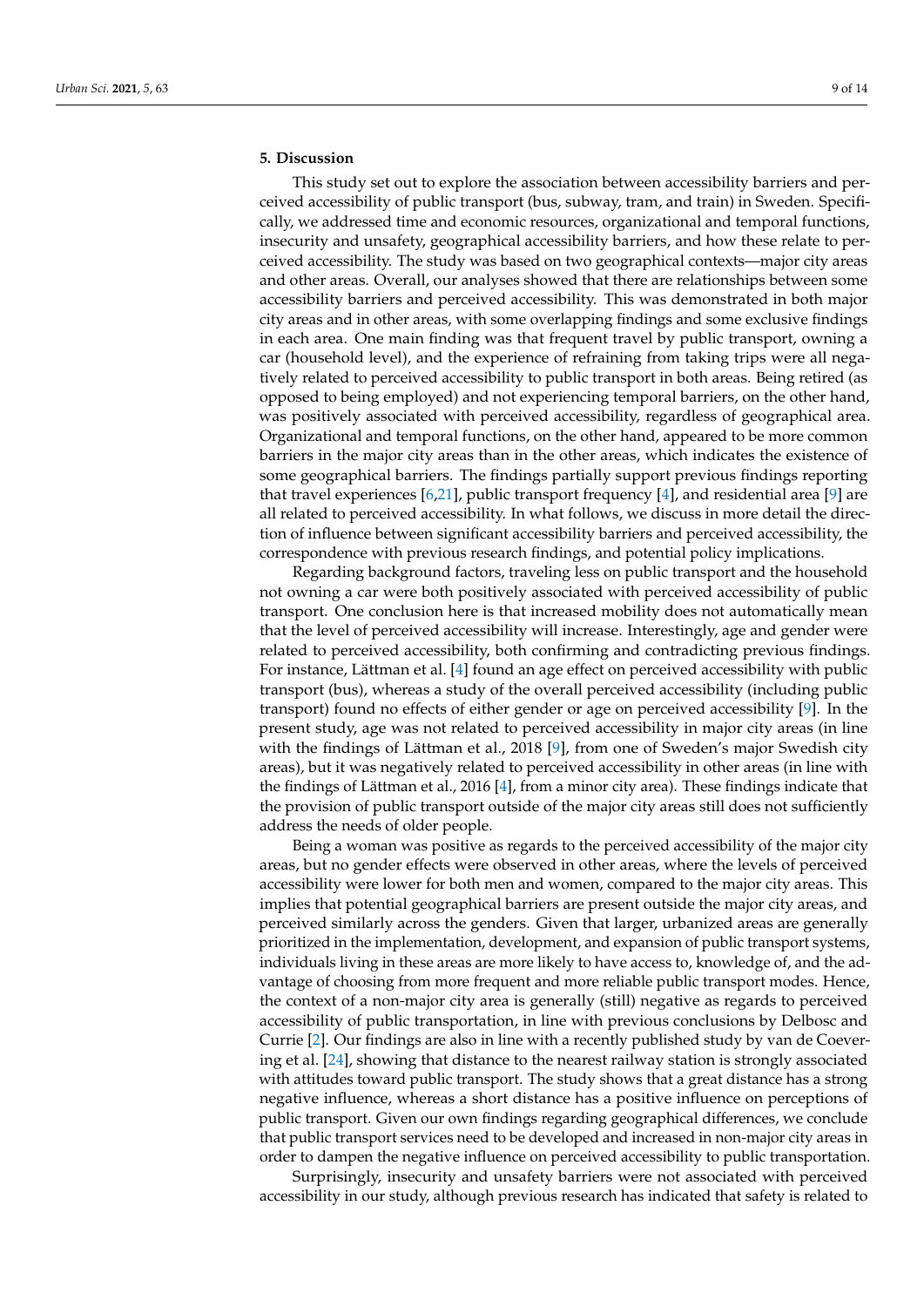## 5. Discussion

This study set out to explore the association between accessibility barriers and perceived accessibility of public transport (bus, subway, tram, and train) in Sweden. Specifically, we addressed time and economic resources, organizational and temporal functions, insecurity and unsafety, geographical accessibility barriers, and how these relate to perceived accessibility. The study was based on two geographical contexts—major city areas and other areas. Overall, our analyses showed that there are relationships between some accessibility barriers and perceived accessibility. This was demonstrated in both major city areas and in other areas, with some overlapping findings and some exclusive findings in each area. One main finding was that frequent travel by public transport, owning a car (household level), and the experience of refraining from taking trips were all negatively related to perceived accessibility to public transport in both areas. Being retired (as opposed to being employed) and not experiencing temporal barriers, on the other hand, was positively associated with perceived accessibility, regardless of geographical area. Organizational and temporal functions, on the other hand, appeared to be more common barriers in the major city areas than in the other areas, which indicates the existence of some geographical barriers. The findings partially support previous findings reporting that travel experiences [6,21], public transport frequency [4], and residential area [9] are all related to perceived accessibility. In what follows, we discuss in more detail the direction of influence between significant accessibility barriers and perceived accessibility, the correspondence with previous research findings, and potential policy implications.

Regarding background factors, traveling less on public transport and the household not owning a car were both positively associated with perceived accessibility of public transport. One conclusion here is that increased mobility does not automatically mean that the level of perceived accessibility will increase. Interestingly, age and gender were related to perceived accessibility, both confirming and contradicting previous findings. For instance, Lättman et al. [4] found an age effect on perceived accessibility with public transport (bus), whereas a study of the overall perceived accessibility (including public transport) found no effects of either gender or age on perceived accessibility [9]. In the present study, age was not related to perceived accessibility in major city areas (in line with the findings of Lättman et al., 2018 [9], from one of Sweden's major Swedish city areas), but it was negatively related to perceived accessibility in other areas (in line with the findings of Lättman et al., 2016 [4], from a minor city area). These findings indicate that the provision of public transport outside of the major city areas still does not sufficiently address the needs of older people.

Being a woman was positive as regards to the perceived accessibility of the major city areas, but no gender effects were observed in other areas, where the levels of perceived accessibility were lower for both men and women, compared to the major city areas. This implies that potential geographical barriers are present outside the major city areas, and perceived similarly across the genders. Given that larger, urbanized areas are generally prioritized in the implementation, development, and expansion of public transport systems, individuals living in these areas are more likely to have access to, knowledge of, and the advantage of choosing from more frequent and more reliable public transport modes. Hence, the context of a non-major city area is generally (still) negative as regards to perceived accessibility of public transportation, in line with previous conclusions by Delbosc and Currie [2]. Our findings are also in line with a recently published study by van de Coevering et al. [24], showing that distance to the nearest railway station is strongly associated with attitudes toward public transport. The study shows that a great distance has a strong negative influence, whereas a short distance has a positive influence on perceptions of public transport. Given our own findings regarding geographical differences, we conclude that public transport services need to be developed and increased in non-major city areas in order to dampen the negative influence on perceived accessibility to public transportation.

Surprisingly, insecurity and unsafety barriers were not associated with perceived accessibility in our study, although previous research has indicated that safety is related to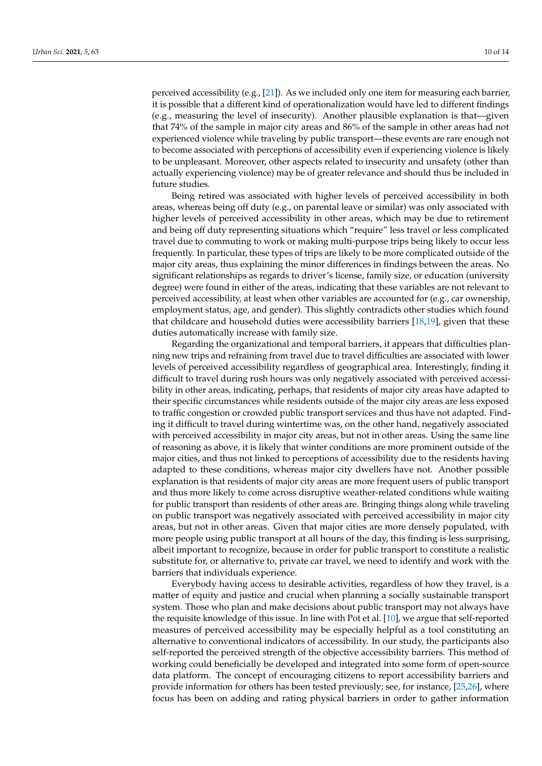perceived accessibility (e.g., [21]). As we included only one item for measuring each barrier, it is possible that a different kind of operationalization would have led to different findings (e.g., measuring the level of insecurity). Another plausible explanation is that—given that 74% of the sample in major city areas and 86% of the sample in other areas had not experienced violence while traveling by public transport—these events are rare enough not to become associated with perceptions of accessibility even if experiencing violence is likely to be unpleasant. Moreover, other aspects related to insecurity and unsafety (other than actually experiencing violence) may be of greater relevance and should thus be included in future studies.

Being retired was associated with higher levels of perceived accessibility in both areas, whereas being off duty (e.g., on parental leave or similar) was only associated with higher levels of perceived accessibility in other areas, which may be due to retirement and being off duty representing situations which "require" less travel or less complicated travel due to commuting to work or making multi-purpose trips being likely to occur less frequently. In particular, these types of trips are likely to be more complicated outside of the major city areas, thus explaining the minor differences in findings between the areas. No significant relationships as regards to driver's license, family size, or education (university degree) were found in either of the areas, indicating that these variables are not relevant to perceived accessibility, at least when other variables are accounted for (e.g., car ownership, employment status, age, and gender). This slightly contradicts other studies which found that childcare and household duties were accessibility barriers [18,19], given that these duties automatically increase with family size.

Regarding the organizational and temporal barriers, it appears that difficulties planning new trips and refraining from travel due to travel difficulties are associated with lower levels of perceived accessibility regardless of geographical area. Interestingly, finding it difficult to travel during rush hours was only negatively associated with perceived accessibility in other areas, indicating, perhaps, that residents of major city areas have adapted to their specific circumstances while residents outside of the major city areas are less exposed to traffic congestion or crowded public transport services and thus have not adapted. Finding it difficult to travel during wintertime was, on the other hand, negatively associated with perceived accessibility in major city areas, but not in other areas. Using the same line of reasoning as above, it is likely that winter conditions are more prominent outside of the major cities, and thus not linked to perceptions of accessibility due to the residents having adapted to these conditions, whereas major city dwellers have not. Another possible explanation is that residents of major city areas are more frequent users of public transport and thus more likely to come across disruptive weather-related conditions while waiting for public transport than residents of other areas are. Bringing things along while traveling on public transport was negatively associated with perceived accessibility in major city areas, but not in other areas. Given that major cities are more densely populated, with more people using public transport at all hours of the day, this finding is less surprising, albeit important to recognize, because in order for public transport to constitute a realistic substitute for, or alternative to, private car travel, we need to identify and work with the barriers that individuals experience.

Everybody having access to desirable activities, regardless of how they travel, is a matter of equity and justice and crucial when planning a socially sustainable transport system. Those who plan and make decisions about public transport may not always have the requisite knowledge of this issue. In line with Pot et al. [10], we argue that self-reported measures of perceived accessibility may be especially helpful as a tool constituting an alternative to conventional indicators of accessibility. In our study, the participants also self-reported the perceived strength of the objective accessibility barriers. This method of working could beneficially be developed and integrated into some form of open-source data platform. The concept of encouraging citizens to report accessibility barriers and provide information for others has been tested previously; see, for instance, [25,26], where focus has been on adding and rating physical barriers in order to gather information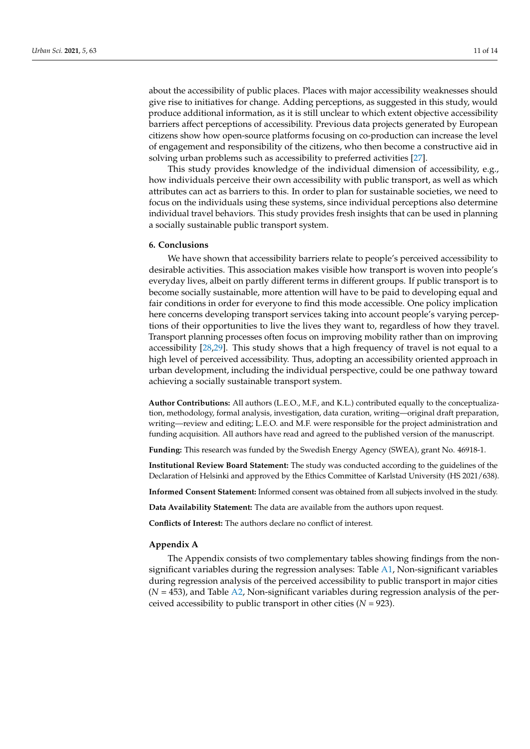about the accessibility of public places. Places with major accessibility weaknesses should give rise to initiatives for change. Adding perceptions, as suggested in this study, would produce additional information, as it is still unclear to which extent objective accessibility barriers affect perceptions of accessibility. Previous data projects generated by European citizens show how open-source platforms focusing on co-production can increase the level of engagement and responsibility of the citizens, who then become a constructive aid in solving urban problems such as accessibility to preferred activities [27].

This study provides knowledge of the individual dimension of accessibility, e.g., how individuals perceive their own accessibility with public transport, as well as which attributes can act as barriers to this. In order to plan for sustainable societies, we need to focus on the individuals using these systems, since individual perceptions also determine individual travel behaviors. This study provides fresh insights that can be used in planning a socially sustainable public transport system.

## 6. Conclusions

We have shown that accessibility barriers relate to people's perceived accessibility to desirable activities. This association makes visible how transport is woven into people's everyday lives, albeit on partly different terms in different groups. If public transport is to become socially sustainable, more attention will have to be paid to developing equal and fair conditions in order for everyone to find this mode accessible. One policy implication here concerns developing transport services taking into account people's varying perceptions of their opportunities to live the lives they want to, regardless of how they travel. Transport planning processes often focus on improving mobility rather than on improving accessibility [28,29]. This study shows that a high frequency of travel is not equal to a high level of perceived accessibility. Thus, adopting an accessibility oriented approach in urban development, including the individual perspective, could be one pathway toward achieving a socially sustainable transport system.

**Author Contributions:** All authors (L.E.O., M.F., and K.L.) contributed equally to the conceptualization, methodology, formal analysis, investigation, data curation, writing—original draft preparation, writing—review and editing; L.E.O. and M.F. were responsible for the project administration and funding acquisition. All authors have read and agreed to the published version of the manuscript.

**Funding:** This research was funded by the Swedish Energy Agency (SWEA), grant No. 46918-1.

**Institutional Review Board Statement:** The study was conducted according to the guidelines of the Declaration of Helsinki and approved by the Ethics Committee of Karlstad University (HS 2021/638).

**Informed Consent Statement:** Informed consent was obtained from all subjects involved in the study.

**Data Availability Statement:** The data are available from the authors upon request.

**Conflicts of Interest:** The authors declare no conflict of interest.

## Appendix A

The Appendix consists of two complementary tables showing findings from the non-significant variables during the regression analyses: Table A1, Non-significant variables during regression analysis of the perceived accessibility to public transport in major cities ($N$ = 453), and Table A2, Non-significant variables during regression analysis of the perceived accessibility to public transport in other cities ($N$ = 923).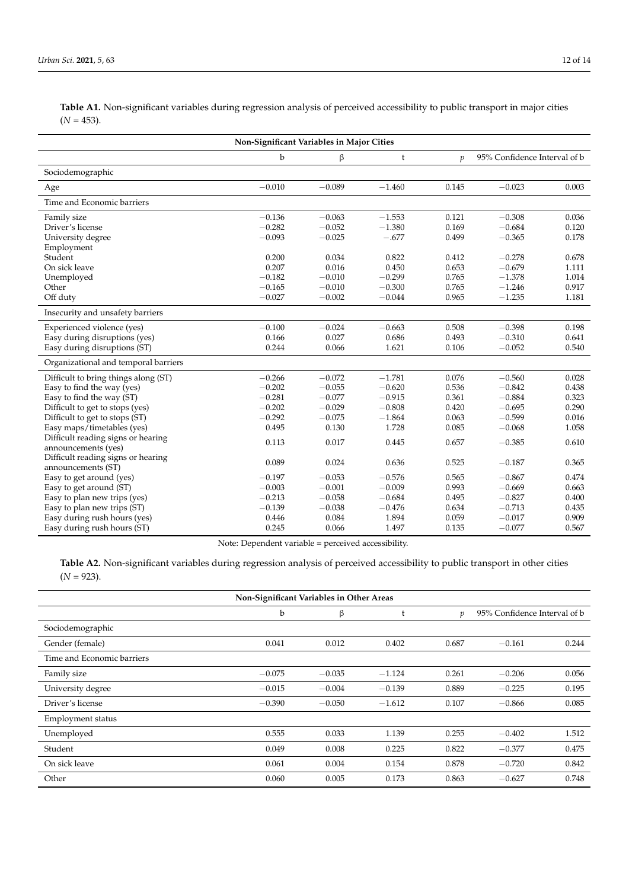**Table A1.** Non-significant variables during regression analysis of perceived accessibility to public transport in major cities ($N = 453$).

| Non-Significant Variables in Major Cities | | | | | | |
|---|---|---|---|---|---|---|
| | b | β | t | *p* | 95% Confidence Interval of b | |
| Sociodemographic | | | | | | |
| Age | −0.010 | −0.089 | −1.460 | 0.145 | −0.023 | 0.003 |
| Time and Economic barriers | | | | | | |
| Family size | −0.136 | −0.063 | −1.553 | 0.121 | −0.308 | 0.036 |
| Driver's license | −0.282 | −0.052 | −1.380 | 0.169 | −0.684 | 0.120 |
| University degree | −0.093 | −0.025 | −.677 | 0.499 | −0.365 | 0.178 |
| Employment | | | | | | |
| Student | 0.200 | 0.034 | 0.822 | 0.412 | −0.278 | 0.678 |
| On sick leave | 0.207 | 0.016 | 0.450 | 0.653 | −0.679 | 1.111 |
| Unemployed | −0.182 | −0.010 | −0.299 | 0.765 | −1.378 | 1.014 |
| Other | −0.165 | −0.010 | −0.300 | 0.765 | −1.246 | 0.917 |
| Off duty | −0.027 | −0.002 | −0.044 | 0.965 | −1.235 | 1.181 |
| Insecurity and unsafety barriers | | | | | | |
| Experienced violence (yes) | −0.100 | −0.024 | −0.663 | 0.508 | −0.398 | 0.198 |
| Easy during disruptions (yes) | 0.166 | 0.027 | 0.686 | 0.493 | −0.310 | 0.641 |
| Easy during disruptions (ST) | 0.244 | 0.066 | 1.621 | 0.106 | −0.052 | 0.540 |
| Organizational and temporal barriers | | | | | | |
| Difficult to bring things along (ST) | −0.266 | −0.072 | −1.781 | 0.076 | −0.560 | 0.028 |
| Easy to find the way (yes) | −0.202 | −0.055 | −0.620 | 0.536 | −0.842 | 0.438 |
| Easy to find the way (ST) | −0.281 | −0.077 | −0.915 | 0.361 | −0.884 | 0.323 |
| Difficult to get to stops (yes) | −0.202 | −0.029 | −0.808 | 0.420 | −0.695 | 0.290 |
| Difficult to get to stops (ST) | −0.292 | −0.075 | −1.864 | 0.063 | −0.599 | 0.016 |
| Easy maps/timetables (yes) | 0.495 | 0.130 | 1.728 | 0.085 | −0.068 | 1.058 |
| Difficult reading signs or hearing announcements (yes) | 0.113 | 0.017 | 0.445 | 0.657 | −0.385 | 0.610 |
| Difficult reading signs or hearing announcements (ST) | 0.089 | 0.024 | 0.636 | 0.525 | −0.187 | 0.365 |
| Easy to get around (yes) | −0.197 | −0.053 | −0.576 | 0.565 | −0.867 | 0.474 |
| Easy to get around (ST) | −0.003 | −0.001 | −0.009 | 0.993 | −0.669 | 0.663 |
| Easy to plan new trips (yes) | −0.213 | −0.058 | −0.684 | 0.495 | −0.827 | 0.400 |
| Easy to plan new trips (ST) | −0.139 | −0.038 | −0.476 | 0.634 | −0.713 | 0.435 |
| Easy during rush hours (yes) | 0.446 | 0.084 | 1.894 | 0.059 | −0.017 | 0.909 |
| Easy during rush hours (ST) | 0.245 | 0.066 | 1.497 | 0.135 | −0.077 | 0.567 |

Note: Dependent variable = perceived accessibility.

**Table A2.** Non-significant variables during regression analysis of perceived accessibility to public transport in other cities ($N = 923$).

| Non-Significant Variables in Other Areas | | | | | | |
|---|---|---|---|---|---|---|
| | b | β | t | *p* | 95% Confidence Interval of b | |
| Sociodemographic | | | | | | |
| Gender (female) | 0.041 | 0.012 | 0.402 | 0.687 | −0.161 | 0.244 |
| Time and Economic barriers | | | | | | |
| Family size | −0.075 | −0.035 | −1.124 | 0.261 | −0.206 | 0.056 |
| University degree | −0.015 | −0.004 | −0.139 | 0.889 | −0.225 | 0.195 |
| Driver's license | −0.390 | −0.050 | −1.612 | 0.107 | −0.866 | 0.085 |
| Employment status | | | | | | |
| Unemployed | 0.555 | 0.033 | 1.139 | 0.255 | −0.402 | 1.512 |
| Student | 0.049 | 0.008 | 0.225 | 0.822 | −0.377 | 0.475 |
| On sick leave | 0.061 | 0.004 | 0.154 | 0.878 | −0.720 | 0.842 |
| Other | 0.060 | 0.005 | 0.173 | 0.863 | −0.627 | 0.748 |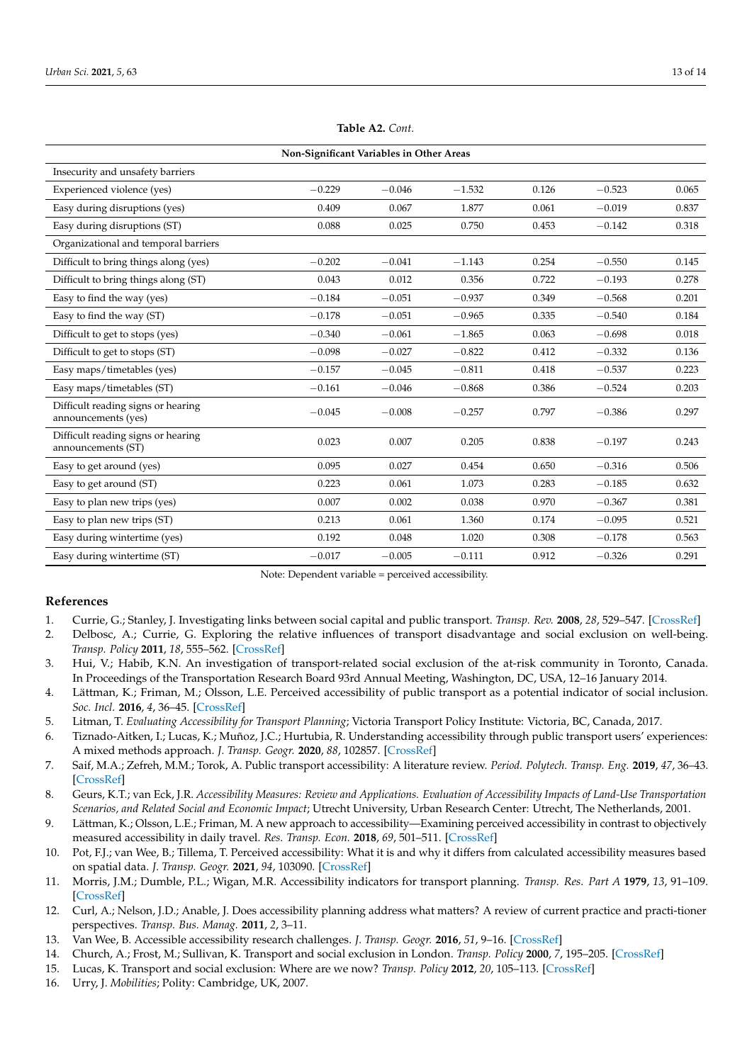**Table A2.** *Cont.*

| Non-Significant Variables in Other Areas | | | | | | |
|---|---|---|---|---|---|---|
| Insecurity and unsafety barriers | | | | | | |
| Experienced violence (yes) | −0.229 | −0.046 | −1.532 | 0.126 | −0.523 | 0.065 |
| Easy during disruptions (yes) | 0.409 | 0.067 | 1.877 | 0.061 | −0.019 | 0.837 |
| Easy during disruptions (ST) | 0.088 | 0.025 | 0.750 | 0.453 | −0.142 | 0.318 |
| Organizational and temporal barriers | | | | | | |
| Difficult to bring things along (yes) | −0.202 | −0.041 | −1.143 | 0.254 | −0.550 | 0.145 |
| Difficult to bring things along (ST) | 0.043 | 0.012 | 0.356 | 0.722 | −0.193 | 0.278 |
| Easy to find the way (yes) | −0.184 | −0.051 | −0.937 | 0.349 | −0.568 | 0.201 |
| Easy to find the way (ST) | −0.178 | −0.051 | −0.965 | 0.335 | −0.540 | 0.184 |
| Difficult to get to stops (yes) | −0.340 | −0.061 | −1.865 | 0.063 | −0.698 | 0.018 |
| Difficult to get to stops (ST) | −0.098 | −0.027 | −0.822 | 0.412 | −0.332 | 0.136 |
| Easy maps/timetables (yes) | −0.157 | −0.045 | −0.811 | 0.418 | −0.537 | 0.223 |
| Easy maps/timetables (ST) | −0.161 | −0.046 | −0.868 | 0.386 | −0.524 | 0.203 |
| Difficult reading signs or hearing announcements (yes) | −0.045 | −0.008 | −0.257 | 0.797 | −0.386 | 0.297 |
| Difficult reading signs or hearing announcements (ST) | 0.023 | 0.007 | 0.205 | 0.838 | −0.197 | 0.243 |
| Easy to get around (yes) | 0.095 | 0.027 | 0.454 | 0.650 | −0.316 | 0.506 |
| Easy to get around (ST) | 0.223 | 0.061 | 1.073 | 0.283 | −0.185 | 0.632 |
| Easy to plan new trips (yes) | 0.007 | 0.002 | 0.038 | 0.970 | −0.367 | 0.381 |
| Easy to plan new trips (ST) | 0.213 | 0.061 | 1.360 | 0.174 | −0.095 | 0.521 |
| Easy during wintertime (yes) | 0.192 | 0.048 | 1.020 | 0.308 | −0.178 | 0.563 |
| Easy during wintertime (ST) | −0.017 | −0.005 | −0.111 | 0.912 | −0.326 | 0.291 |

Note: Dependent variable = perceived accessibility.

## References

1. Currie, G.; Stanley, J. Investigating links between social capital and public transport. *Transp. Rev.* **2008**, *28*, 529–547. [CrossRef]
2. Delbosc, A.; Currie, G. Exploring the relative influences of transport disadvantage and social exclusion on well-being. *Transp. Policy* **2011**, *18*, 555–562. [CrossRef]
3. Hui, V.; Habib, K.N. An investigation of transport-related social exclusion of the at-risk community in Toronto, Canada. In Proceedings of the Transportation Research Board 93rd Annual Meeting, Washington, DC, USA, 12–16 January 2014.
4. Lättman, K.; Friman, M.; Olsson, L.E. Perceived accessibility of public transport as a potential indicator of social inclusion. *Soc. Incl.* **2016**, *4*, 36–45. [CrossRef]
5. Litman, T. *Evaluating Accessibility for Transport Planning*; Victoria Transport Policy Institute: Victoria, BC, Canada, 2017.
6. Tiznado-Aitken, I.; Lucas, K.; Muñoz, J.C.; Hurtubia, R. Understanding accessibility through public transport users' experiences: A mixed methods approach. *J. Transp. Geogr.* **2020**, *88*, 102857. [CrossRef]
7. Saif, M.A.; Zefreh, M.M.; Torok, A. Public transport accessibility: A literature review. *Period. Polytech. Transp. Eng.* **2019**, *47*, 36–43. [CrossRef]
8. Geurs, K.T.; van Eck, J.R. *Accessibility Measures: Review and Applications. Evaluation of Accessibility Impacts of Land-Use Transportation Scenarios, and Related Social and Economic Impact*; Utrecht University, Urban Research Center: Utrecht, The Netherlands, 2001.
9. Lättman, K.; Olsson, L.E.; Friman, M. A new approach to accessibility—Examining perceived accessibility in contrast to objectively measured accessibility in daily travel. *Res. Transp. Econ.* **2018**, *69*, 501–511. [CrossRef]
10. Pot, F.J.; van Wee, B.; Tillema, T. Perceived accessibility: What it is and why it differs from calculated accessibility measures based on spatial data. *J. Transp. Geogr.* **2021**, *94*, 103090. [CrossRef]
11. Morris, J.M.; Dumble, P.L.; Wigan, M.R. Accessibility indicators for transport planning. *Transp. Res. Part A* **1979**, *13*, 91–109. [CrossRef]
12. Curl, A.; Nelson, J.D.; Anable, J. Does accessibility planning address what matters? A review of current practice and practi-tioner perspectives. *Transp. Bus. Manag.* **2011**, *2*, 3–11.
13. Van Wee, B. Accessible accessibility research challenges. *J. Transp. Geogr.* **2016**, *51*, 9–16. [CrossRef]
14. Church, A.; Frost, M.; Sullivan, K. Transport and social exclusion in London. *Transp. Policy* **2000**, *7*, 195–205. [CrossRef]
15. Lucas, K. Transport and social exclusion: Where are we now? *Transp. Policy* **2012**, *20*, 105–113. [CrossRef]
16. Urry, J. *Mobilities*; Polity: Cambridge, UK, 2007.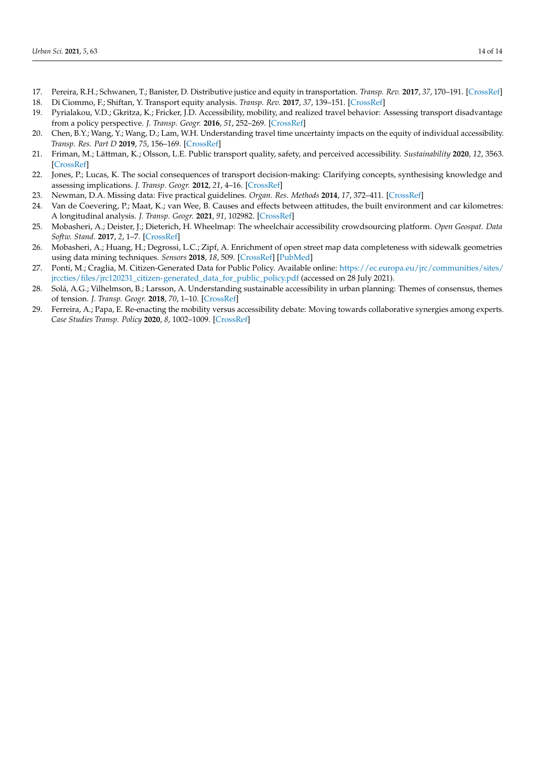17. Pereira, R.H.; Schwanen, T.; Banister, D. Distributive justice and equity in transportation. *Transp. Rev.* **2017**, *37*, 170–191. [CrossRef]
18. Di Ciommo, F.; Shiftan, Y. Transport equity analysis. *Transp. Rev.* **2017**, *37*, 139–151. [CrossRef]
19. Pyrialakou, V.D.; Gkritza, K.; Fricker, J.D. Accessibility, mobility, and realized travel behavior: Assessing transport disadvantage from a policy perspective. *J. Transp. Geogr.* **2016**, *51*, 252–269. [CrossRef]
20. Chen, B.Y.; Wang, Y.; Wang, D.; Lam, W.H. Understanding travel time uncertainty impacts on the equity of individual accessibility. *Transp. Res. Part D* **2019**, *75*, 156–169. [CrossRef]
21. Friman, M.; Lättman, K.; Olsson, L.E. Public transport quality, safety, and perceived accessibility. *Sustainability* **2020**, *12*, 3563. [CrossRef]
22. Jones, P.; Lucas, K. The social consequences of transport decision-making: Clarifying concepts, synthesising knowledge and assessing implications. *J. Transp. Geogr.* **2012**, *21*, 4–16. [CrossRef]
23. Newman, D.A. Missing data: Five practical guidelines. *Organ. Res. Methods* **2014**, *17*, 372–411. [CrossRef]
24. Van de Coevering, P.; Maat, K.; van Wee, B. Causes and effects between attitudes, the built environment and car kilometres: A longitudinal analysis. *J. Transp. Geogr.* **2021**, *91*, 102982. [CrossRef]
25. Mobasheri, A.; Deister, J.; Dieterich, H. Wheelmap: The wheelchair accessibility crowdsourcing platform. *Open Geospat. Data Softw. Stand.* **2017**, *2*, 1–7. [CrossRef]
26. Mobasheri, A.; Huang, H.; Degrossi, L.C.; Zipf, A. Enrichment of open street map data completeness with sidewalk geometries using data mining techniques. *Sensors* **2018**, *18*, 509. [CrossRef] [PubMed]
27. Ponti, M.; Craglia, M. Citizen-Generated Data for Public Policy. Available online: https://ec.europa.eu/jrc/communities/sites/jrccties/files/jrc120231_citizen-generated_data_for_public_policy.pdf (accessed on 28 July 2021).
28. Solá, A.G.; Vilhelmson, B.; Larsson, A. Understanding sustainable accessibility in urban planning: Themes of consensus, themes of tension. *J. Transp. Geogr.* **2018**, *70*, 1–10. [CrossRef]
29. Ferreira, A.; Papa, E. Re-enacting the mobility versus accessibility debate: Moving towards collaborative synergies among experts. *Case Studies Transp. Policy* **2020**, *8*, 1002–1009. [CrossRef]